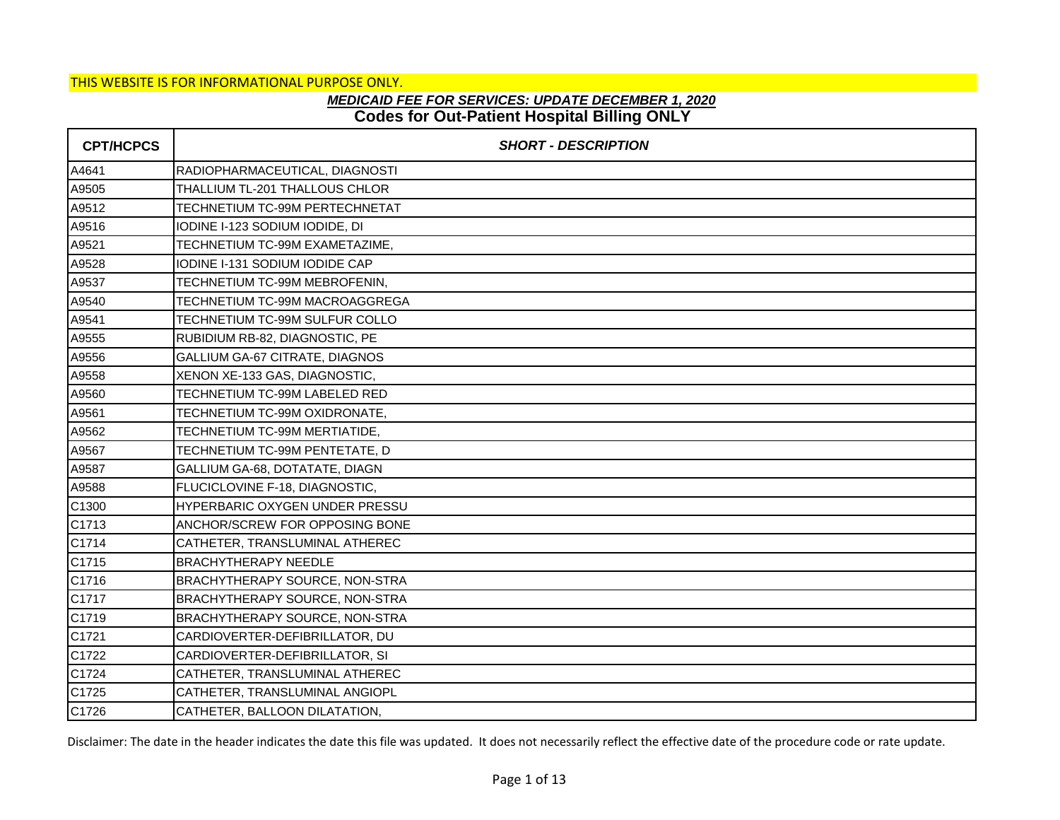THIS WEBSITE IS FOR INFORMATIONAL PURPOSE ONLY.

## *MEDICAID FEE FOR SERVICES: UPDATE DECEMBER 1, 2020*

## Codes for Out-Patient Hospital Billing ONLY

| CPT/HCPCS | *SHORT - DESCRIPTION* |
|---|---|
| A4641 | RADIOPHARMACEUTICAL, DIAGNOSTI |
| A9505 | THALLIUM TL-201 THALLOUS CHLOR |
| A9512 | TECHNETIUM TC-99M PERTECHNETAT |
| A9516 | IODINE I-123 SODIUM IODIDE, DI |
| A9521 | TECHNETIUM TC-99M EXAMETAZIME, |
| A9528 | IODINE I-131 SODIUM IODIDE CAP |
| A9537 | TECHNETIUM TC-99M MEBROFENIN, |
| A9540 | TECHNETIUM TC-99M MACROAGGREGA |
| A9541 | TECHNETIUM TC-99M SULFUR COLLO |
| A9555 | RUBIDIUM RB-82, DIAGNOSTIC, PE |
| A9556 | GALLIUM GA-67 CITRATE, DIAGNOS |
| A9558 | XENON XE-133 GAS, DIAGNOSTIC, |
| A9560 | TECHNETIUM TC-99M LABELED RED |
| A9561 | TECHNETIUM TC-99M OXIDRONATE, |
| A9562 | TECHNETIUM TC-99M MERTIATIDE, |
| A9567 | TECHNETIUM TC-99M PENTETATE, D |
| A9587 | GALLIUM GA-68, DOTATATE, DIAGN |
| A9588 | FLUCICLOVINE F-18, DIAGNOSTIC, |
| C1300 | HYPERBARIC OXYGEN UNDER PRESSU |
| C1713 | ANCHOR/SCREW FOR OPPOSING BONE |
| C1714 | CATHETER, TRANSLUMINAL ATHEREC |
| C1715 | BRACHYTHERAPY NEEDLE |
| C1716 | BRACHYTHERAPY SOURCE, NON-STRA |
| C1717 | BRACHYTHERAPY SOURCE, NON-STRA |
| C1719 | BRACHYTHERAPY SOURCE, NON-STRA |
| C1721 | CARDIOVERTER-DEFIBRILLATOR, DU |
| C1722 | CARDIOVERTER-DEFIBRILLATOR, SI |
| C1724 | CATHETER, TRANSLUMINAL ATHEREC |
| C1725 | CATHETER, TRANSLUMINAL ANGIOPL |
| C1726 | CATHETER, BALLOON DILATATION, |

Disclaimer: The date in the header indicates the date this file was updated. It does not necessarily reflect the effective date of the procedure code or rate update.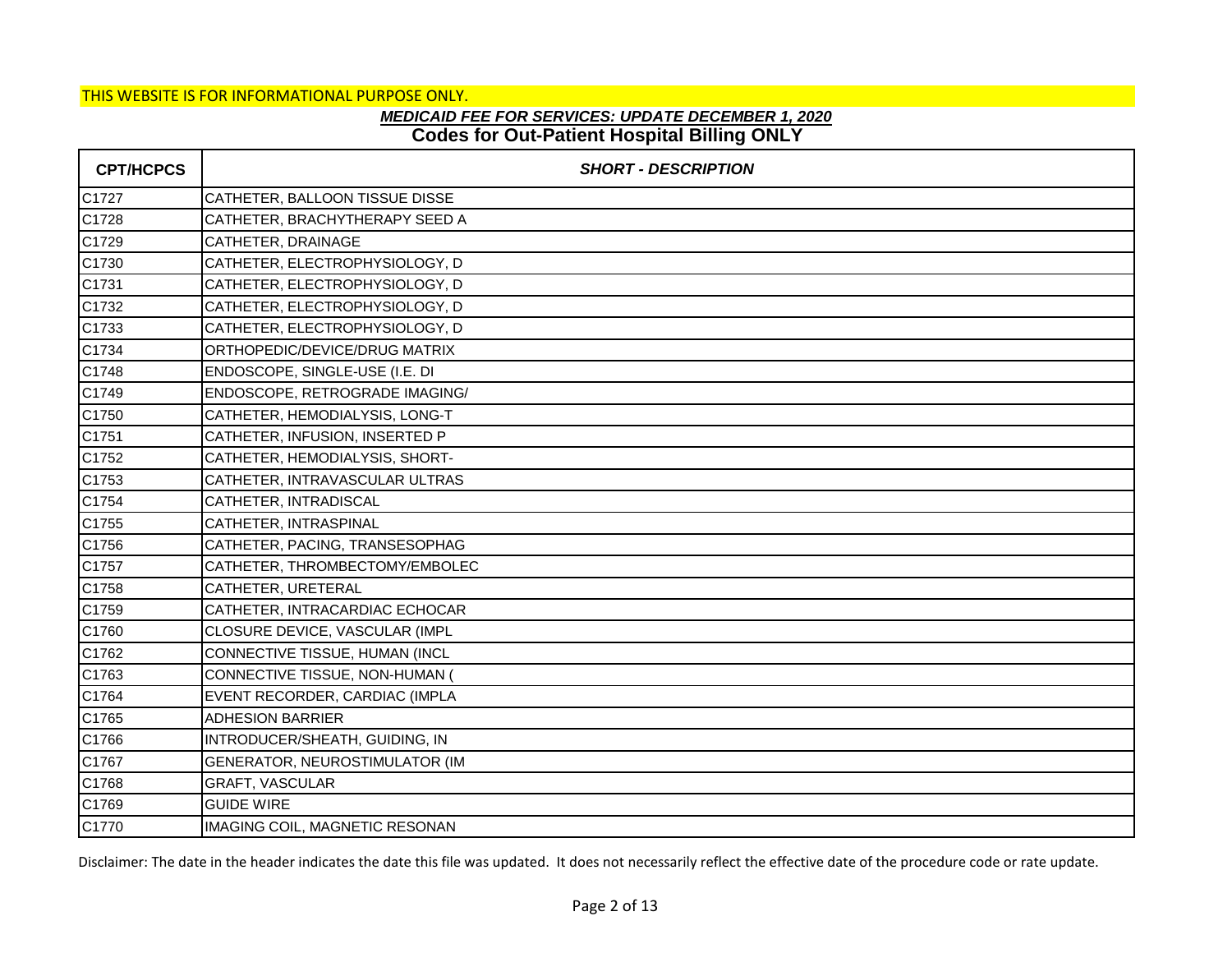THIS WEBSITE IS FOR INFORMATIONAL PURPOSE ONLY.

***MEDICAID FEE FOR SERVICES: UPDATE DECEMBER 1, 2020***

**Codes for Out-Patient Hospital Billing ONLY**

| CPT/HCPCS | SHORT - DESCRIPTION |
|---|---|
| C1727 | CATHETER, BALLOON TISSUE DISSE |
| C1728 | CATHETER, BRACHYTHERAPY SEED A |
| C1729 | CATHETER, DRAINAGE |
| C1730 | CATHETER, ELECTROPHYSIOLOGY, D |
| C1731 | CATHETER, ELECTROPHYSIOLOGY, D |
| C1732 | CATHETER, ELECTROPHYSIOLOGY, D |
| C1733 | CATHETER, ELECTROPHYSIOLOGY, D |
| C1734 | ORTHOPEDIC/DEVICE/DRUG MATRIX |
| C1748 | ENDOSCOPE, SINGLE-USE (I.E. DI |
| C1749 | ENDOSCOPE, RETROGRADE IMAGING/ |
| C1750 | CATHETER, HEMODIALYSIS, LONG-T |
| C1751 | CATHETER, INFUSION, INSERTED P |
| C1752 | CATHETER, HEMODIALYSIS, SHORT- |
| C1753 | CATHETER, INTRAVASCULAR ULTRAS |
| C1754 | CATHETER, INTRADISCAL |
| C1755 | CATHETER, INTRASPINAL |
| C1756 | CATHETER, PACING, TRANSESOPHAG |
| C1757 | CATHETER, THROMBECTOMY/EMBOLEC |
| C1758 | CATHETER, URETERAL |
| C1759 | CATHETER, INTRACARDIAC ECHOCAR |
| C1760 | CLOSURE DEVICE, VASCULAR (IMPL |
| C1762 | CONNECTIVE TISSUE, HUMAN (INCL |
| C1763 | CONNECTIVE TISSUE, NON-HUMAN ( |
| C1764 | EVENT RECORDER, CARDIAC (IMPLA |
| C1765 | ADHESION BARRIER |
| C1766 | INTRODUCER/SHEATH, GUIDING, IN |
| C1767 | GENERATOR, NEUROSTIMULATOR (IM |
| C1768 | GRAFT, VASCULAR |
| C1769 | GUIDE WIRE |
| C1770 | IMAGING COIL, MAGNETIC RESONAN |

Disclaimer: The date in the header indicates the date this file was updated. It does not necessarily reflect the effective date of the procedure code or rate update.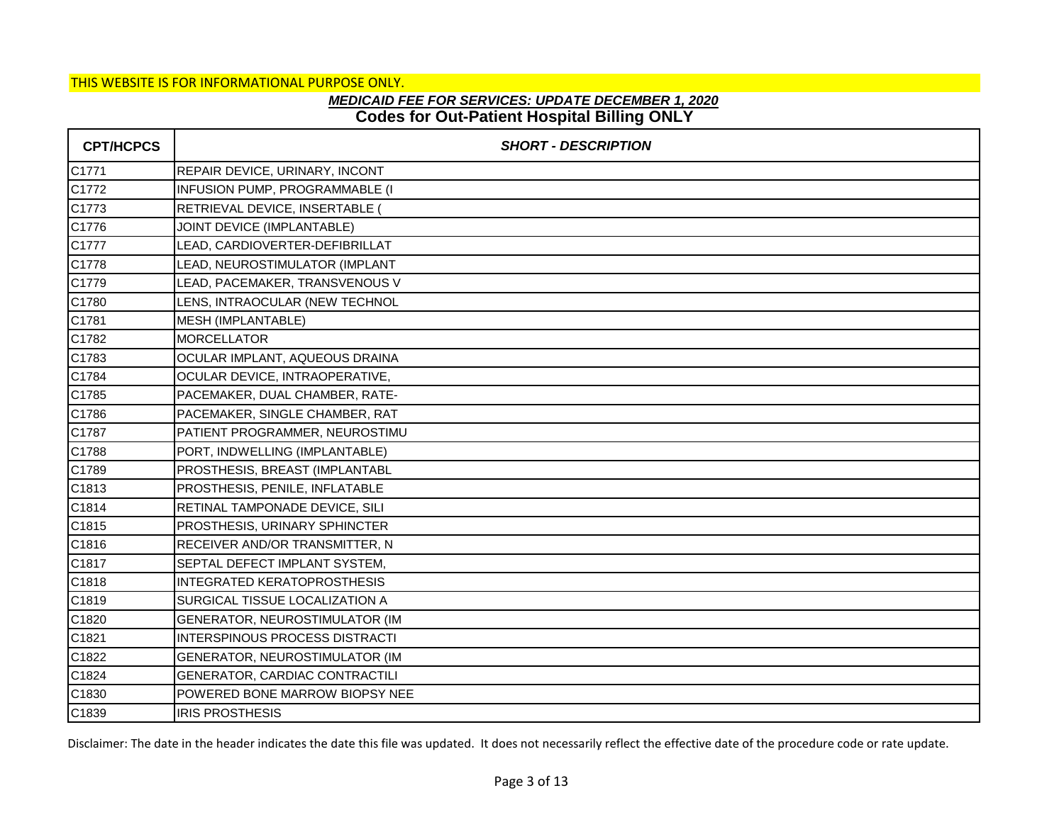THIS WEBSITE IS FOR INFORMATIONAL PURPOSE ONLY.

***MEDICAID FEE FOR SERVICES: UPDATE DECEMBER 1, 2020***

**Codes for Out-Patient Hospital Billing ONLY**

| CPT/HCPCS | SHORT - DESCRIPTION |
|---|---|
| C1771 | REPAIR DEVICE, URINARY, INCONT |
| C1772 | INFUSION PUMP, PROGRAMMABLE (I |
| C1773 | RETRIEVAL DEVICE, INSERTABLE ( |
| C1776 | JOINT DEVICE (IMPLANTABLE) |
| C1777 | LEAD, CARDIOVERTER-DEFIBRILLAT |
| C1778 | LEAD, NEUROSTIMULATOR (IMPLANT |
| C1779 | LEAD, PACEMAKER, TRANSVENOUS V |
| C1780 | LENS, INTRAOCULAR (NEW TECHNOL |
| C1781 | MESH (IMPLANTABLE) |
| C1782 | MORCELLATOR |
| C1783 | OCULAR IMPLANT, AQUEOUS DRAINA |
| C1784 | OCULAR DEVICE, INTRAOPERATIVE, |
| C1785 | PACEMAKER, DUAL CHAMBER, RATE- |
| C1786 | PACEMAKER, SINGLE CHAMBER, RAT |
| C1787 | PATIENT PROGRAMMER, NEUROSTIMU |
| C1788 | PORT, INDWELLING (IMPLANTABLE) |
| C1789 | PROSTHESIS, BREAST (IMPLANTABL |
| C1813 | PROSTHESIS, PENILE, INFLATABLE |
| C1814 | RETINAL TAMPONADE DEVICE, SILI |
| C1815 | PROSTHESIS, URINARY SPHINCTER |
| C1816 | RECEIVER AND/OR TRANSMITTER, N |
| C1817 | SEPTAL DEFECT IMPLANT SYSTEM, |
| C1818 | INTEGRATED KERATOPROSTHESIS |
| C1819 | SURGICAL TISSUE LOCALIZATION A |
| C1820 | GENERATOR, NEUROSTIMULATOR (IM |
| C1821 | INTERSPINOUS PROCESS DISTRACTI |
| C1822 | GENERATOR, NEUROSTIMULATOR (IM |
| C1824 | GENERATOR, CARDIAC CONTRACTILI |
| C1830 | POWERED BONE MARROW BIOPSY NEE |
| C1839 | IRIS PROSTHESIS |

Disclaimer: The date in the header indicates the date this file was updated. It does not necessarily reflect the effective date of the procedure code or rate update.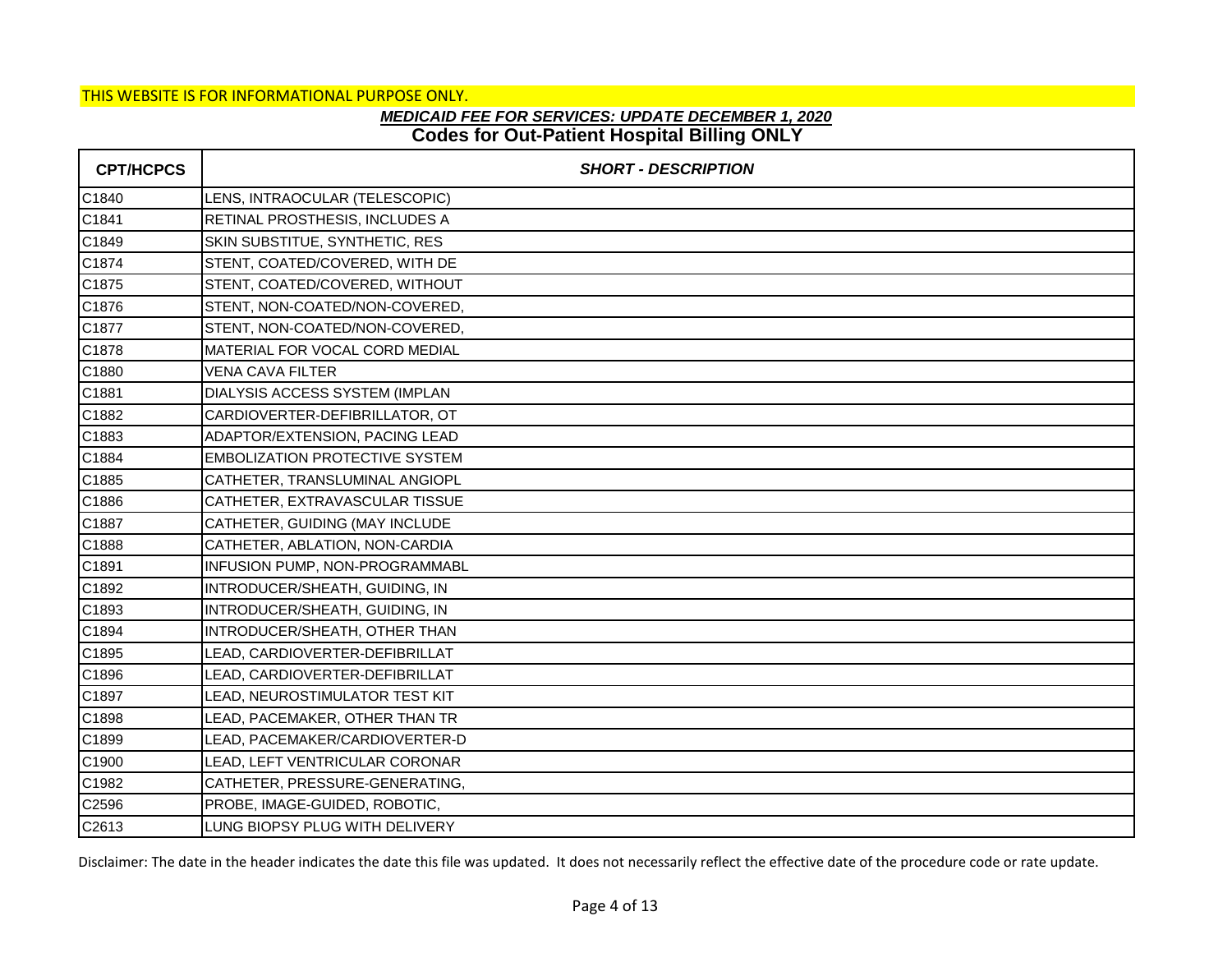THIS WEBSITE IS FOR INFORMATIONAL PURPOSE ONLY.

***MEDICAID FEE FOR SERVICES: UPDATE DECEMBER 1, 2020***

## Codes for Out-Patient Hospital Billing ONLY

| CPT/HCPCS | *SHORT - DESCRIPTION* |
|---|---|
| C1840 | LENS, INTRAOCULAR (TELESCOPIC) |
| C1841 | RETINAL PROSTHESIS, INCLUDES A |
| C1849 | SKIN SUBSTITUE, SYNTHETIC, RES |
| C1874 | STENT, COATED/COVERED, WITH DE |
| C1875 | STENT, COATED/COVERED, WITHOUT |
| C1876 | STENT, NON-COATED/NON-COVERED, |
| C1877 | STENT, NON-COATED/NON-COVERED, |
| C1878 | MATERIAL FOR VOCAL CORD MEDIAL |
| C1880 | VENA CAVA FILTER |
| C1881 | DIALYSIS ACCESS SYSTEM (IMPLAN |
| C1882 | CARDIOVERTER-DEFIBRILLATOR, OT |
| C1883 | ADAPTOR/EXTENSION, PACING LEAD |
| C1884 | EMBOLIZATION PROTECTIVE SYSTEM |
| C1885 | CATHETER, TRANSLUMINAL ANGIOPL |
| C1886 | CATHETER, EXTRAVASCULAR TISSUE |
| C1887 | CATHETER, GUIDING (MAY INCLUDE |
| C1888 | CATHETER, ABLATION, NON-CARDIA |
| C1891 | INFUSION PUMP, NON-PROGRAMMABL |
| C1892 | INTRODUCER/SHEATH, GUIDING, IN |
| C1893 | INTRODUCER/SHEATH, GUIDING, IN |
| C1894 | INTRODUCER/SHEATH, OTHER THAN |
| C1895 | LEAD, CARDIOVERTER-DEFIBRILLAT |
| C1896 | LEAD, CARDIOVERTER-DEFIBRILLAT |
| C1897 | LEAD, NEUROSTIMULATOR TEST KIT |
| C1898 | LEAD, PACEMAKER, OTHER THAN TR |
| C1899 | LEAD, PACEMAKER/CARDIOVERTER-D |
| C1900 | LEAD, LEFT VENTRICULAR CORONAR |
| C1982 | CATHETER, PRESSURE-GENERATING, |
| C2596 | PROBE, IMAGE-GUIDED, ROBOTIC, |
| C2613 | LUNG BIOPSY PLUG WITH DELIVERY |

Disclaimer: The date in the header indicates the date this file was updated. It does not necessarily reflect the effective date of the procedure code or rate update.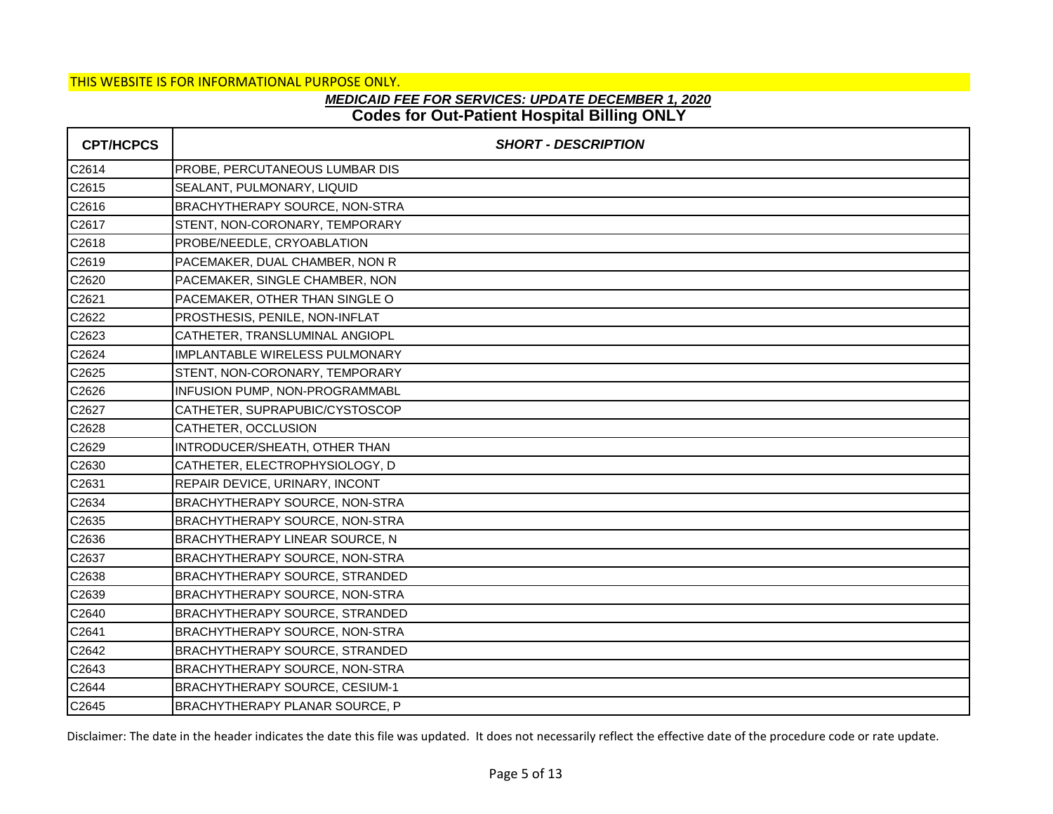THIS WEBSITE IS FOR INFORMATIONAL PURPOSE ONLY.

## *MEDICAID FEE FOR SERVICES: UPDATE DECEMBER 1, 2020*

## Codes for Out-Patient Hospital Billing ONLY

| CPT/HCPCS | *SHORT - DESCRIPTION* |
|---|---|
| C2614 | PROBE, PERCUTANEOUS LUMBAR DIS |
| C2615 | SEALANT, PULMONARY, LIQUID |
| C2616 | BRACHYTHERAPY SOURCE, NON-STRA |
| C2617 | STENT, NON-CORONARY, TEMPORARY |
| C2618 | PROBE/NEEDLE, CRYOABLATION |
| C2619 | PACEMAKER, DUAL CHAMBER, NON R |
| C2620 | PACEMAKER, SINGLE CHAMBER, NON |
| C2621 | PACEMAKER, OTHER THAN SINGLE O |
| C2622 | PROSTHESIS, PENILE, NON-INFLAT |
| C2623 | CATHETER, TRANSLUMINAL ANGIOPL |
| C2624 | IMPLANTABLE WIRELESS PULMONARY |
| C2625 | STENT, NON-CORONARY, TEMPORARY |
| C2626 | INFUSION PUMP, NON-PROGRAMMABL |
| C2627 | CATHETER, SUPRAPUBIC/CYSTOSCOP |
| C2628 | CATHETER, OCCLUSION |
| C2629 | INTRODUCER/SHEATH, OTHER THAN |
| C2630 | CATHETER, ELECTROPHYSIOLOGY, D |
| C2631 | REPAIR DEVICE, URINARY, INCONT |
| C2634 | BRACHYTHERAPY SOURCE, NON-STRA |
| C2635 | BRACHYTHERAPY SOURCE, NON-STRA |
| C2636 | BRACHYTHERAPY LINEAR SOURCE, N |
| C2637 | BRACHYTHERAPY SOURCE, NON-STRA |
| C2638 | BRACHYTHERAPY SOURCE, STRANDED |
| C2639 | BRACHYTHERAPY SOURCE, NON-STRA |
| C2640 | BRACHYTHERAPY SOURCE, STRANDED |
| C2641 | BRACHYTHERAPY SOURCE, NON-STRA |
| C2642 | BRACHYTHERAPY SOURCE, STRANDED |
| C2643 | BRACHYTHERAPY SOURCE, NON-STRA |
| C2644 | BRACHYTHERAPY SOURCE, CESIUM-1 |
| C2645 | BRACHYTHERAPY PLANAR SOURCE, P |

Disclaimer: The date in the header indicates the date this file was updated. It does not necessarily reflect the effective date of the procedure code or rate update.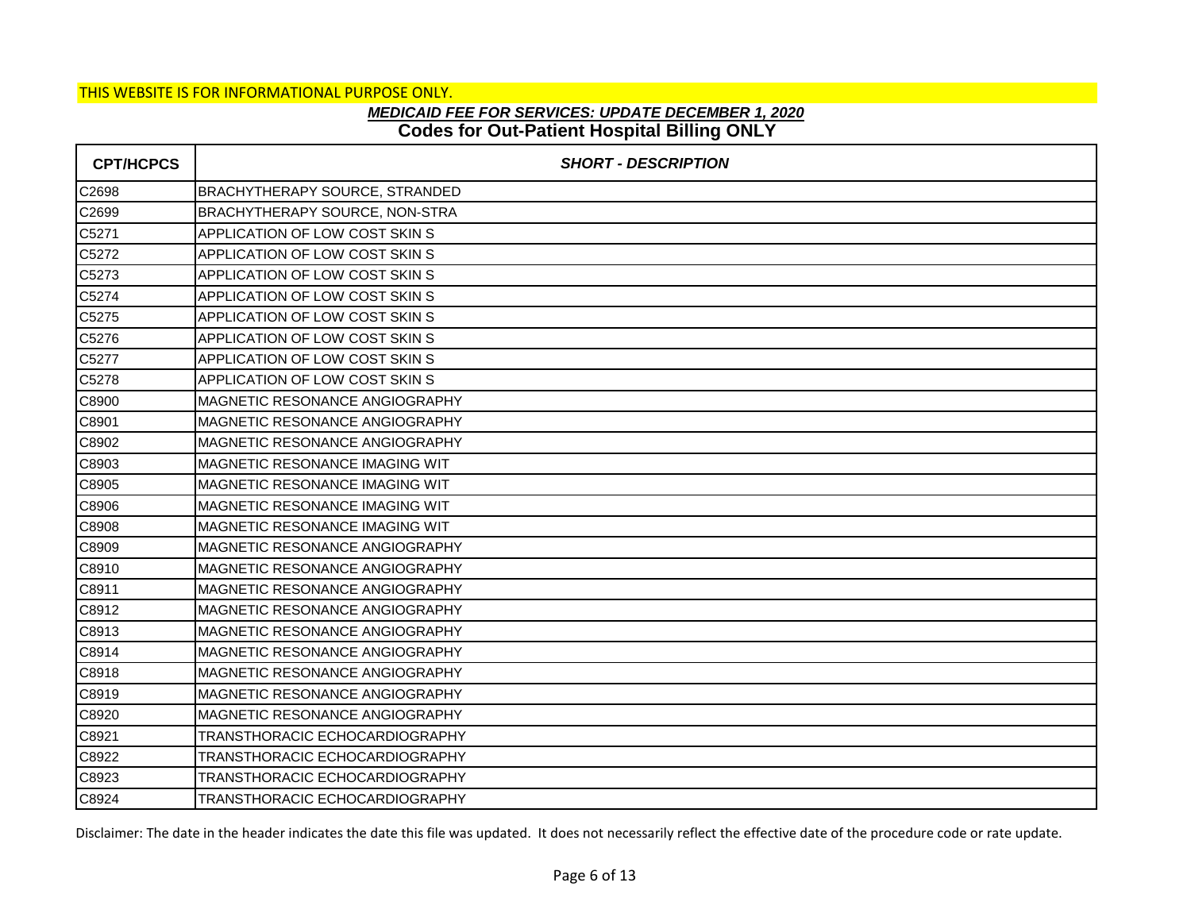THIS WEBSITE IS FOR INFORMATIONAL PURPOSE ONLY.

## *MEDICAID FEE FOR SERVICES: UPDATE DECEMBER 1, 2020*

## Codes for Out-Patient Hospital Billing ONLY

| CPT/HCPCS | *SHORT - DESCRIPTION* |
|---|---|
| C2698 | BRACHYTHERAPY SOURCE, STRANDED |
| C2699 | BRACHYTHERAPY SOURCE, NON-STRA |
| C5271 | APPLICATION OF LOW COST SKIN S |
| C5272 | APPLICATION OF LOW COST SKIN S |
| C5273 | APPLICATION OF LOW COST SKIN S |
| C5274 | APPLICATION OF LOW COST SKIN S |
| C5275 | APPLICATION OF LOW COST SKIN S |
| C5276 | APPLICATION OF LOW COST SKIN S |
| C5277 | APPLICATION OF LOW COST SKIN S |
| C5278 | APPLICATION OF LOW COST SKIN S |
| C8900 | MAGNETIC RESONANCE ANGIOGRAPHY |
| C8901 | MAGNETIC RESONANCE ANGIOGRAPHY |
| C8902 | MAGNETIC RESONANCE ANGIOGRAPHY |
| C8903 | MAGNETIC RESONANCE IMAGING WIT |
| C8905 | MAGNETIC RESONANCE IMAGING WIT |
| C8906 | MAGNETIC RESONANCE IMAGING WIT |
| C8908 | MAGNETIC RESONANCE IMAGING WIT |
| C8909 | MAGNETIC RESONANCE ANGIOGRAPHY |
| C8910 | MAGNETIC RESONANCE ANGIOGRAPHY |
| C8911 | MAGNETIC RESONANCE ANGIOGRAPHY |
| C8912 | MAGNETIC RESONANCE ANGIOGRAPHY |
| C8913 | MAGNETIC RESONANCE ANGIOGRAPHY |
| C8914 | MAGNETIC RESONANCE ANGIOGRAPHY |
| C8918 | MAGNETIC RESONANCE ANGIOGRAPHY |
| C8919 | MAGNETIC RESONANCE ANGIOGRAPHY |
| C8920 | MAGNETIC RESONANCE ANGIOGRAPHY |
| C8921 | TRANSTHORACIC ECHOCARDIOGRAPHY |
| C8922 | TRANSTHORACIC ECHOCARDIOGRAPHY |
| C8923 | TRANSTHORACIC ECHOCARDIOGRAPHY |
| C8924 | TRANSTHORACIC ECHOCARDIOGRAPHY |

Disclaimer: The date in the header indicates the date this file was updated. It does not necessarily reflect the effective date of the procedure code or rate update.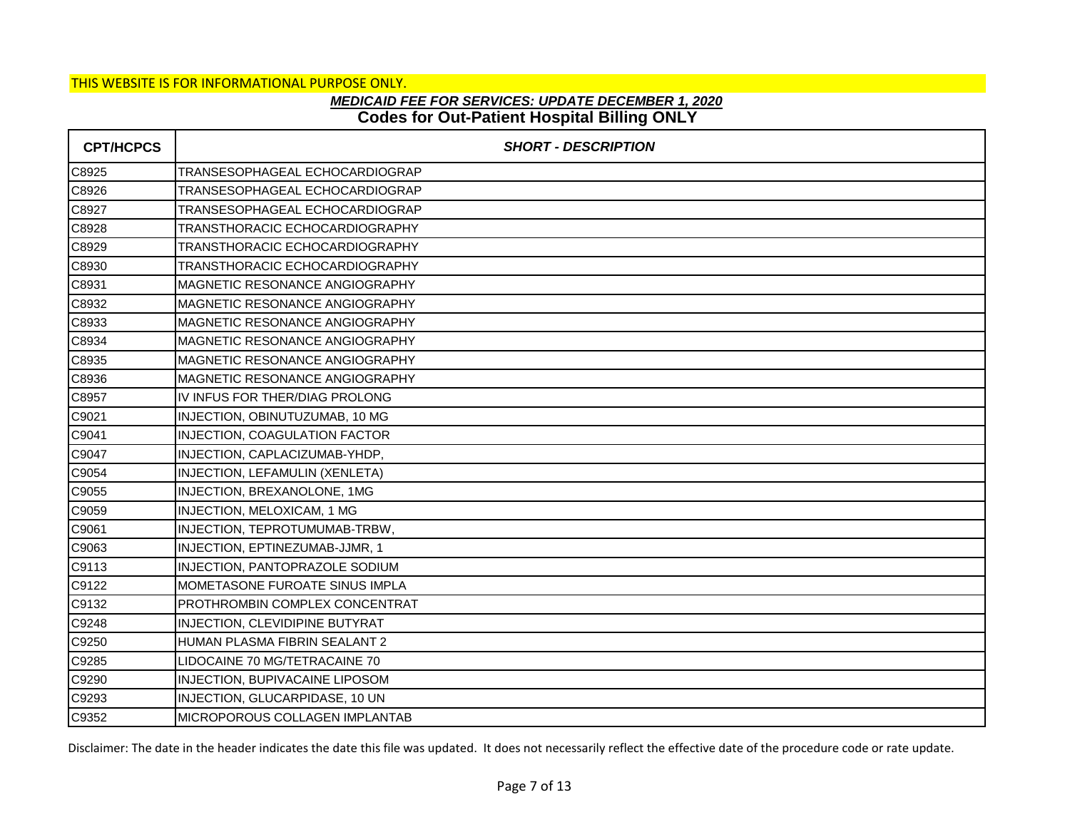THIS WEBSITE IS FOR INFORMATIONAL PURPOSE ONLY.

***MEDICAID FEE FOR SERVICES: UPDATE DECEMBER 1, 2020***

**Codes for Out-Patient Hospital Billing ONLY**

| CPT/HCPCS | SHORT - DESCRIPTION |
|---|---|
| C8925 | TRANSESOPHAGEAL ECHOCARDIOGRAP |
| C8926 | TRANSESOPHAGEAL ECHOCARDIOGRAP |
| C8927 | TRANSESOPHAGEAL ECHOCARDIOGRAP |
| C8928 | TRANSTHORACIC ECHOCARDIOGRAPHY |
| C8929 | TRANSTHORACIC ECHOCARDIOGRAPHY |
| C8930 | TRANSTHORACIC ECHOCARDIOGRAPHY |
| C8931 | MAGNETIC RESONANCE ANGIOGRAPHY |
| C8932 | MAGNETIC RESONANCE ANGIOGRAPHY |
| C8933 | MAGNETIC RESONANCE ANGIOGRAPHY |
| C8934 | MAGNETIC RESONANCE ANGIOGRAPHY |
| C8935 | MAGNETIC RESONANCE ANGIOGRAPHY |
| C8936 | MAGNETIC RESONANCE ANGIOGRAPHY |
| C8957 | IV INFUS FOR THER/DIAG PROLONG |
| C9021 | INJECTION, OBINUTUZUMAB, 10 MG |
| C9041 | INJECTION, COAGULATION FACTOR |
| C9047 | INJECTION, CAPLACIZUMAB-YHDP, |
| C9054 | INJECTION, LEFAMULIN (XENLETA) |
| C9055 | INJECTION, BREXANOLONE, 1MG |
| C9059 | INJECTION, MELOXICAM, 1 MG |
| C9061 | INJECTION, TEPROTUMUMAB-TRBW, |
| C9063 | INJECTION, EPTINEZUMAB-JJMR, 1 |
| C9113 | INJECTION, PANTOPRAZOLE SODIUM |
| C9122 | MOMETASONE FUROATE SINUS IMPLA |
| C9132 | PROTHROMBIN COMPLEX CONCENTRAT |
| C9248 | INJECTION, CLEVIDIPINE BUTYRAT |
| C9250 | HUMAN PLASMA FIBRIN SEALANT 2 |
| C9285 | LIDOCAINE 70 MG/TETRACAINE 70 |
| C9290 | INJECTION, BUPIVACAINE LIPOSOM |
| C9293 | INJECTION, GLUCARPIDASE, 10 UN |
| C9352 | MICROPOROUS COLLAGEN IMPLANTAB |

Disclaimer: The date in the header indicates the date this file was updated. It does not necessarily reflect the effective date of the procedure code or rate update.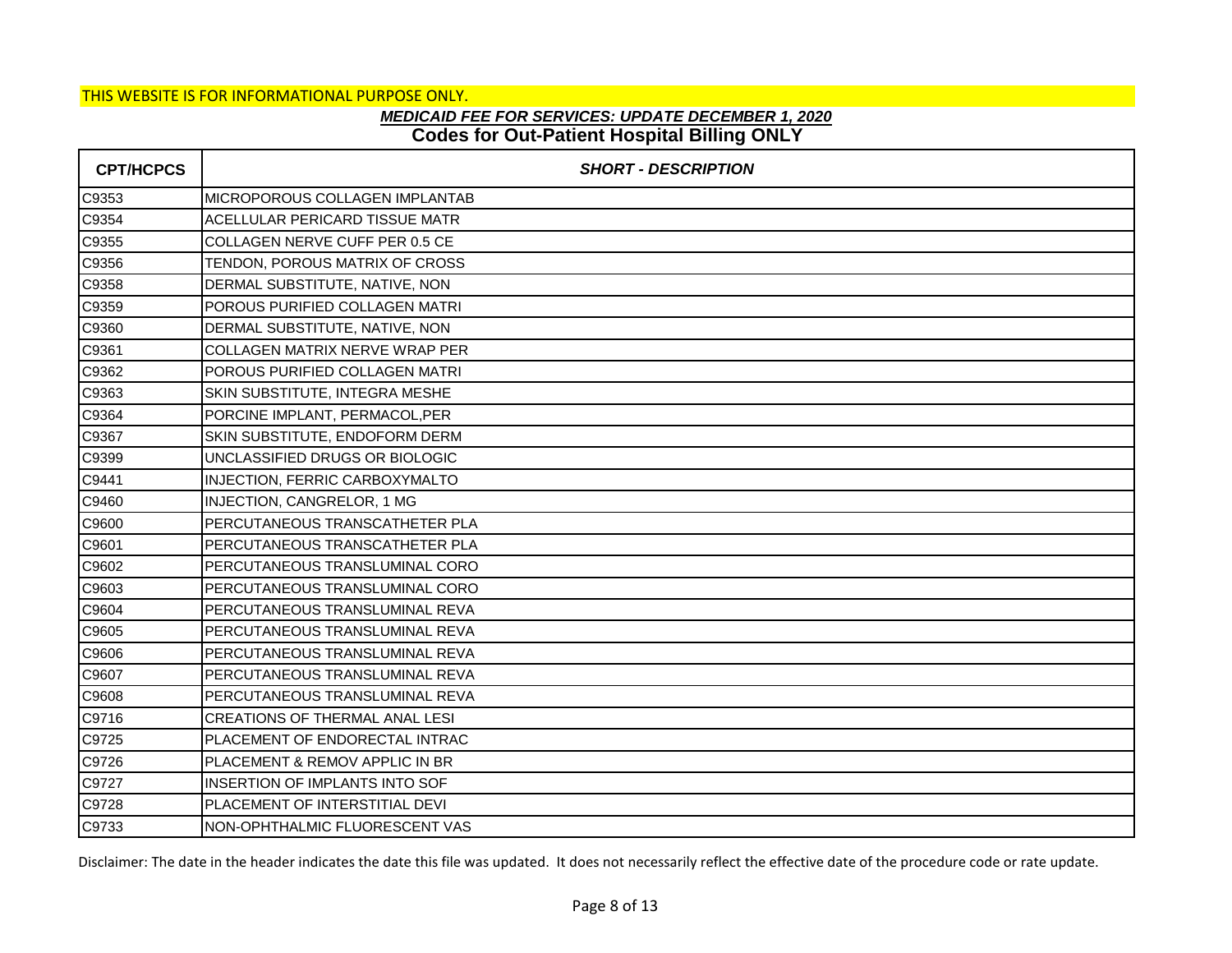THIS WEBSITE IS FOR INFORMATIONAL PURPOSE ONLY.

***MEDICAID FEE FOR SERVICES: UPDATE DECEMBER 1, 2020***

**Codes for Out-Patient Hospital Billing ONLY**

| CPT/HCPCS | *SHORT - DESCRIPTION* |
|---|---|
| C9353 | MICROPOROUS COLLAGEN IMPLANTAB |
| C9354 | ACELLULAR PERICARD TISSUE MATR |
| C9355 | COLLAGEN NERVE CUFF PER 0.5 CE |
| C9356 | TENDON, POROUS MATRIX OF CROSS |
| C9358 | DERMAL SUBSTITUTE, NATIVE, NON |
| C9359 | POROUS PURIFIED COLLAGEN MATRI |
| C9360 | DERMAL SUBSTITUTE, NATIVE, NON |
| C9361 | COLLAGEN MATRIX NERVE WRAP PER |
| C9362 | POROUS PURIFIED COLLAGEN MATRI |
| C9363 | SKIN SUBSTITUTE, INTEGRA MESHE |
| C9364 | PORCINE IMPLANT, PERMACOL,PER |
| C9367 | SKIN SUBSTITUTE, ENDOFORM DERM |
| C9399 | UNCLASSIFIED DRUGS OR BIOLOGIC |
| C9441 | INJECTION, FERRIC CARBOXYMALTO |
| C9460 | INJECTION, CANGRELOR, 1 MG |
| C9600 | PERCUTANEOUS TRANSCATHETER PLA |
| C9601 | PERCUTANEOUS TRANSCATHETER PLA |
| C9602 | PERCUTANEOUS TRANSLUMINAL CORO |
| C9603 | PERCUTANEOUS TRANSLUMINAL CORO |
| C9604 | PERCUTANEOUS TRANSLUMINAL REVA |
| C9605 | PERCUTANEOUS TRANSLUMINAL REVA |
| C9606 | PERCUTANEOUS TRANSLUMINAL REVA |
| C9607 | PERCUTANEOUS TRANSLUMINAL REVA |
| C9608 | PERCUTANEOUS TRANSLUMINAL REVA |
| C9716 | CREATIONS OF THERMAL ANAL LESI |
| C9725 | PLACEMENT OF ENDORECTAL INTRAC |
| C9726 | PLACEMENT & REMOV APPLIC IN BR |
| C9727 | INSERTION OF IMPLANTS INTO SOF |
| C9728 | PLACEMENT OF INTERSTITIAL DEVI |
| C9733 | NON-OPHTHALMIC FLUORESCENT VAS |

Disclaimer: The date in the header indicates the date this file was updated. It does not necessarily reflect the effective date of the procedure code or rate update.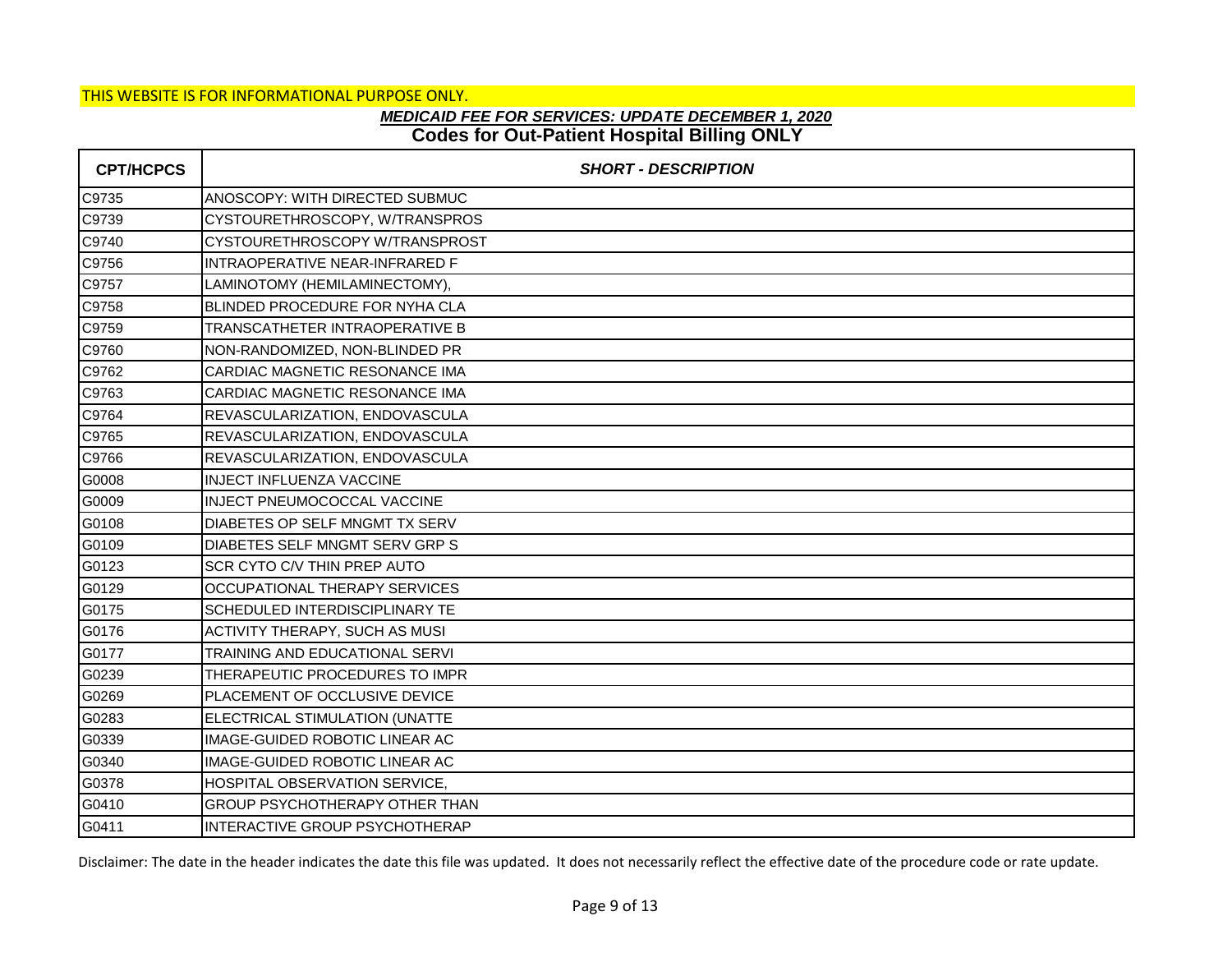THIS WEBSITE IS FOR INFORMATIONAL PURPOSE ONLY.

***MEDICAID FEE FOR SERVICES: UPDATE DECEMBER 1, 2020***

**Codes for Out-Patient Hospital Billing ONLY**

| CPT/HCPCS | SHORT - DESCRIPTION |
|---|---|
| C9735 | ANOSCOPY: WITH DIRECTED SUBMUC |
| C9739 | CYSTOURETHROSCOPY, W/TRANSPROS |
| C9740 | CYSTOURETHROSCOPY W/TRANSPROST |
| C9756 | INTRAOPERATIVE NEAR-INFRARED F |
| C9757 | LAMINOTOMY (HEMILAMINECTOMY), |
| C9758 | BLINDED PROCEDURE FOR NYHA CLA |
| C9759 | TRANSCATHETER INTRAOPERATIVE B |
| C9760 | NON-RANDOMIZED, NON-BLINDED PR |
| C9762 | CARDIAC MAGNETIC RESONANCE IMA |
| C9763 | CARDIAC MAGNETIC RESONANCE IMA |
| C9764 | REVASCULARIZATION, ENDOVASCULA |
| C9765 | REVASCULARIZATION, ENDOVASCULA |
| C9766 | REVASCULARIZATION, ENDOVASCULA |
| G0008 | INJECT INFLUENZA VACCINE |
| G0009 | INJECT PNEUMOCOCCAL VACCINE |
| G0108 | DIABETES OP SELF MNGMT TX SERV |
| G0109 | DIABETES SELF MNGMT SERV GRP S |
| G0123 | SCR CYTO C/V THIN PREP AUTO |
| G0129 | OCCUPATIONAL THERAPY SERVICES |
| G0175 | SCHEDULED INTERDISCIPLINARY TE |
| G0176 | ACTIVITY THERAPY, SUCH AS MUSI |
| G0177 | TRAINING AND EDUCATIONAL SERVI |
| G0239 | THERAPEUTIC PROCEDURES TO IMPR |
| G0269 | PLACEMENT OF OCCLUSIVE DEVICE |
| G0283 | ELECTRICAL STIMULATION (UNATTE |
| G0339 | IMAGE-GUIDED ROBOTIC LINEAR AC |
| G0340 | IMAGE-GUIDED ROBOTIC LINEAR AC |
| G0378 | HOSPITAL OBSERVATION SERVICE, |
| G0410 | GROUP PSYCHOTHERAPY OTHER THAN |
| G0411 | INTERACTIVE GROUP PSYCHOTHERAP |

Disclaimer: The date in the header indicates the date this file was updated. It does not necessarily reflect the effective date of the procedure code or rate update.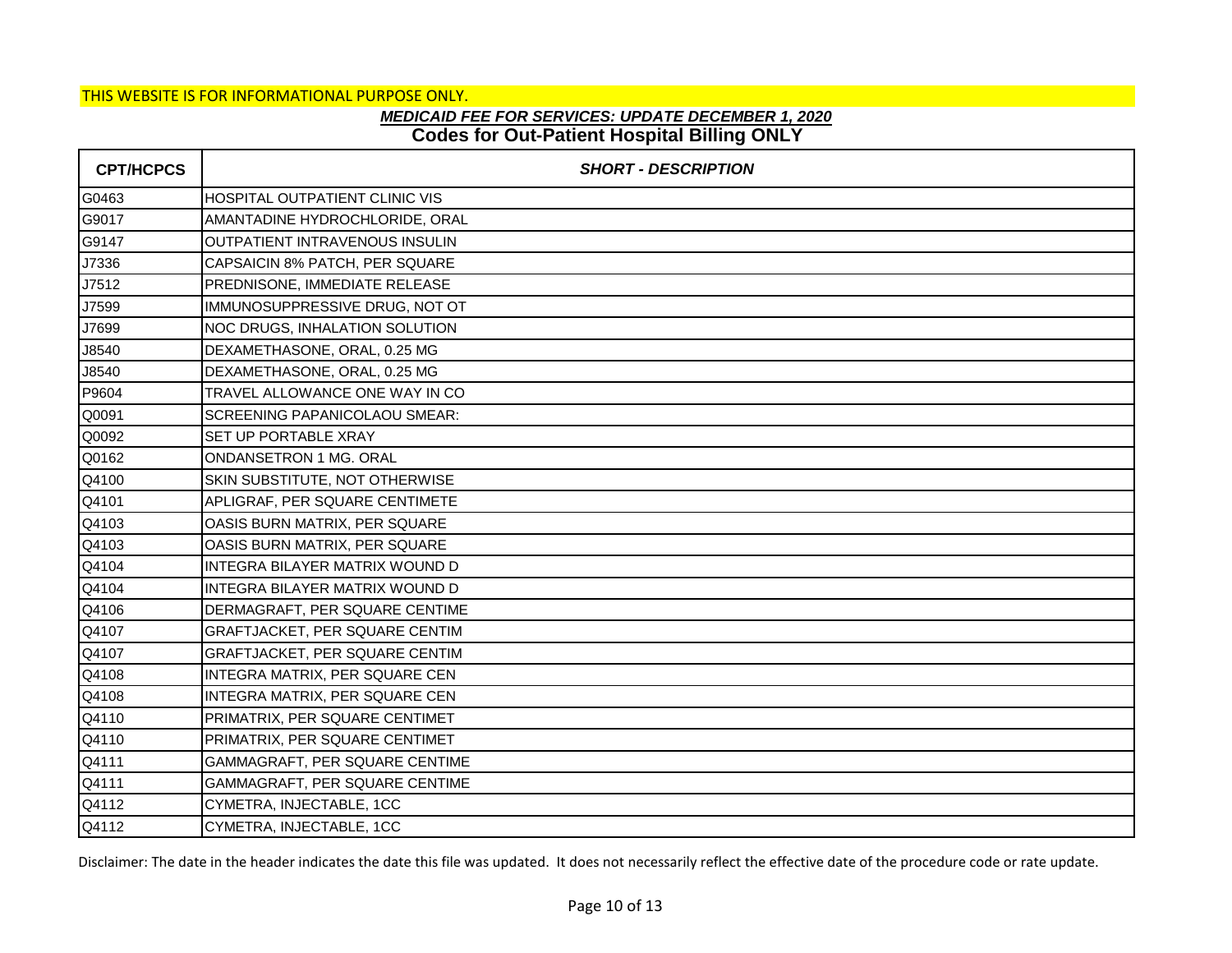THIS WEBSITE IS FOR INFORMATIONAL PURPOSE ONLY.

## *MEDICAID FEE FOR SERVICES: UPDATE DECEMBER 1, 2020*

## Codes for Out-Patient Hospital Billing ONLY

| CPT/HCPCS | *SHORT - DESCRIPTION* |
|---|---|
| G0463 | HOSPITAL OUTPATIENT CLINIC VIS |
| G9017 | AMANTADINE HYDROCHLORIDE, ORAL |
| G9147 | OUTPATIENT INTRAVENOUS INSULIN |
| J7336 | CAPSAICIN 8% PATCH, PER SQUARE |
| J7512 | PREDNISONE, IMMEDIATE RELEASE |
| J7599 | IMMUNOSUPPRESSIVE DRUG, NOT OT |
| J7699 | NOC DRUGS, INHALATION SOLUTION |
| J8540 | DEXAMETHASONE, ORAL, 0.25 MG |
| J8540 | DEXAMETHASONE, ORAL, 0.25 MG |
| P9604 | TRAVEL ALLOWANCE ONE WAY IN CO |
| Q0091 | SCREENING PAPANICOLAOU SMEAR: |
| Q0092 | SET UP PORTABLE XRAY |
| Q0162 | ONDANSETRON 1 MG. ORAL |
| Q4100 | SKIN SUBSTITUTE, NOT OTHERWISE |
| Q4101 | APLIGRAF, PER SQUARE CENTIMETE |
| Q4103 | OASIS BURN MATRIX, PER SQUARE |
| Q4103 | OASIS BURN MATRIX, PER SQUARE |
| Q4104 | INTEGRA BILAYER MATRIX WOUND D |
| Q4104 | INTEGRA BILAYER MATRIX WOUND D |
| Q4106 | DERMAGRAFT, PER SQUARE CENTIME |
| Q4107 | GRAFTJACKET, PER SQUARE CENTIM |
| Q4107 | GRAFTJACKET, PER SQUARE CENTIM |
| Q4108 | INTEGRA MATRIX, PER SQUARE CEN |
| Q4108 | INTEGRA MATRIX, PER SQUARE CEN |
| Q4110 | PRIMATRIX, PER SQUARE CENTIMET |
| Q4110 | PRIMATRIX, PER SQUARE CENTIMET |
| Q4111 | GAMMAGRAFT, PER SQUARE CENTIME |
| Q4111 | GAMMAGRAFT, PER SQUARE CENTIME |
| Q4112 | CYMETRA, INJECTABLE, 1CC |
| Q4112 | CYMETRA, INJECTABLE, 1CC |

Disclaimer: The date in the header indicates the date this file was updated. It does not necessarily reflect the effective date of the procedure code or rate update.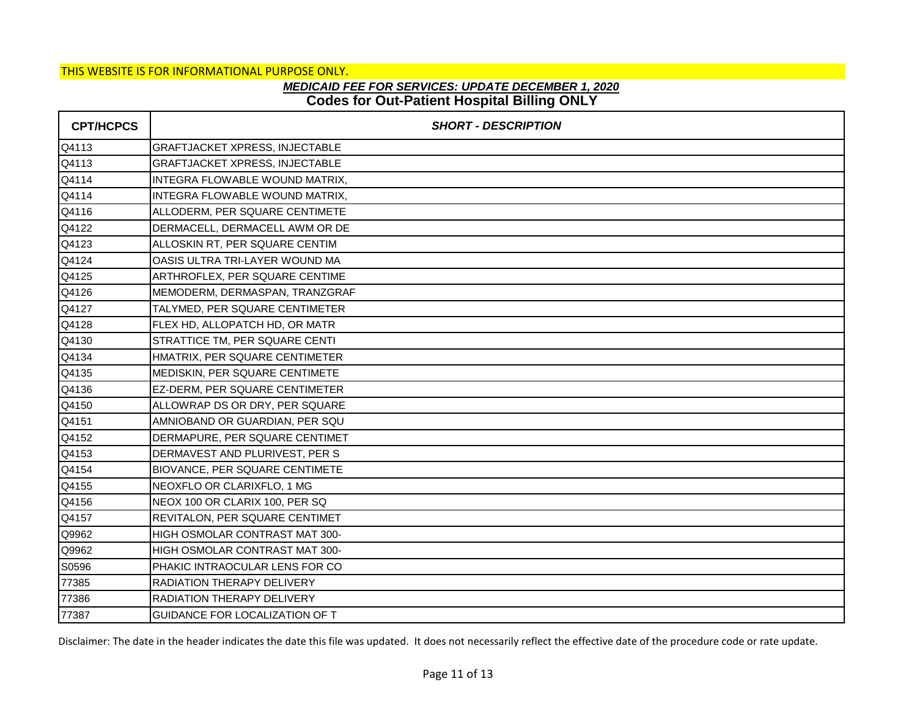THIS WEBSITE IS FOR INFORMATIONAL PURPOSE ONLY.

***MEDICAID FEE FOR SERVICES: UPDATE DECEMBER 1, 2020***

**Codes for Out-Patient Hospital Billing ONLY**

| CPT/HCPCS | *SHORT - DESCRIPTION* |
|---|---|
| Q4113 | GRAFTJACKET XPRESS, INJECTABLE |
| Q4113 | GRAFTJACKET XPRESS, INJECTABLE |
| Q4114 | INTEGRA FLOWABLE WOUND MATRIX, |
| Q4114 | INTEGRA FLOWABLE WOUND MATRIX, |
| Q4116 | ALLODERM, PER SQUARE CENTIMETE |
| Q4122 | DERMACELL, DERMACELL AWM OR DE |
| Q4123 | ALLOSKIN RT, PER SQUARE CENTIM |
| Q4124 | OASIS ULTRA TRI-LAYER WOUND MA |
| Q4125 | ARTHROFLEX, PER SQUARE CENTIME |
| Q4126 | MEMODERM, DERMASPAN, TRANZGRAF |
| Q4127 | TALYMED, PER SQUARE CENTIMETER |
| Q4128 | FLEX HD, ALLOPATCH HD, OR MATR |
| Q4130 | STRATTICE TM, PER SQUARE CENTI |
| Q4134 | HMATRIX, PER SQUARE CENTIMETER |
| Q4135 | MEDISKIN, PER SQUARE CENTIMETE |
| Q4136 | EZ-DERM, PER SQUARE CENTIMETER |
| Q4150 | ALLOWRAP DS OR DRY, PER SQUARE |
| Q4151 | AMNIOBAND OR GUARDIAN, PER SQU |
| Q4152 | DERMAPURE, PER SQUARE CENTIMET |
| Q4153 | DERMAVEST AND PLURIVEST, PER S |
| Q4154 | BIOVANCE, PER SQUARE CENTIMETE |
| Q4155 | NEOXFLO OR CLARIXFLO, 1 MG |
| Q4156 | NEOX 100 OR CLARIX 100, PER SQ |
| Q4157 | REVITALON, PER SQUARE CENTIMET |
| Q9962 | HIGH OSMOLAR CONTRAST MAT 300- |
| Q9962 | HIGH OSMOLAR CONTRAST MAT 300- |
| S0596 | PHAKIC INTRAOCULAR LENS FOR CO |
| 77385 | RADIATION THERAPY DELIVERY |
| 77386 | RADIATION THERAPY DELIVERY |
| 77387 | GUIDANCE FOR LOCALIZATION OF T |

Disclaimer: The date in the header indicates the date this file was updated. It does not necessarily reflect the effective date of the procedure code or rate update.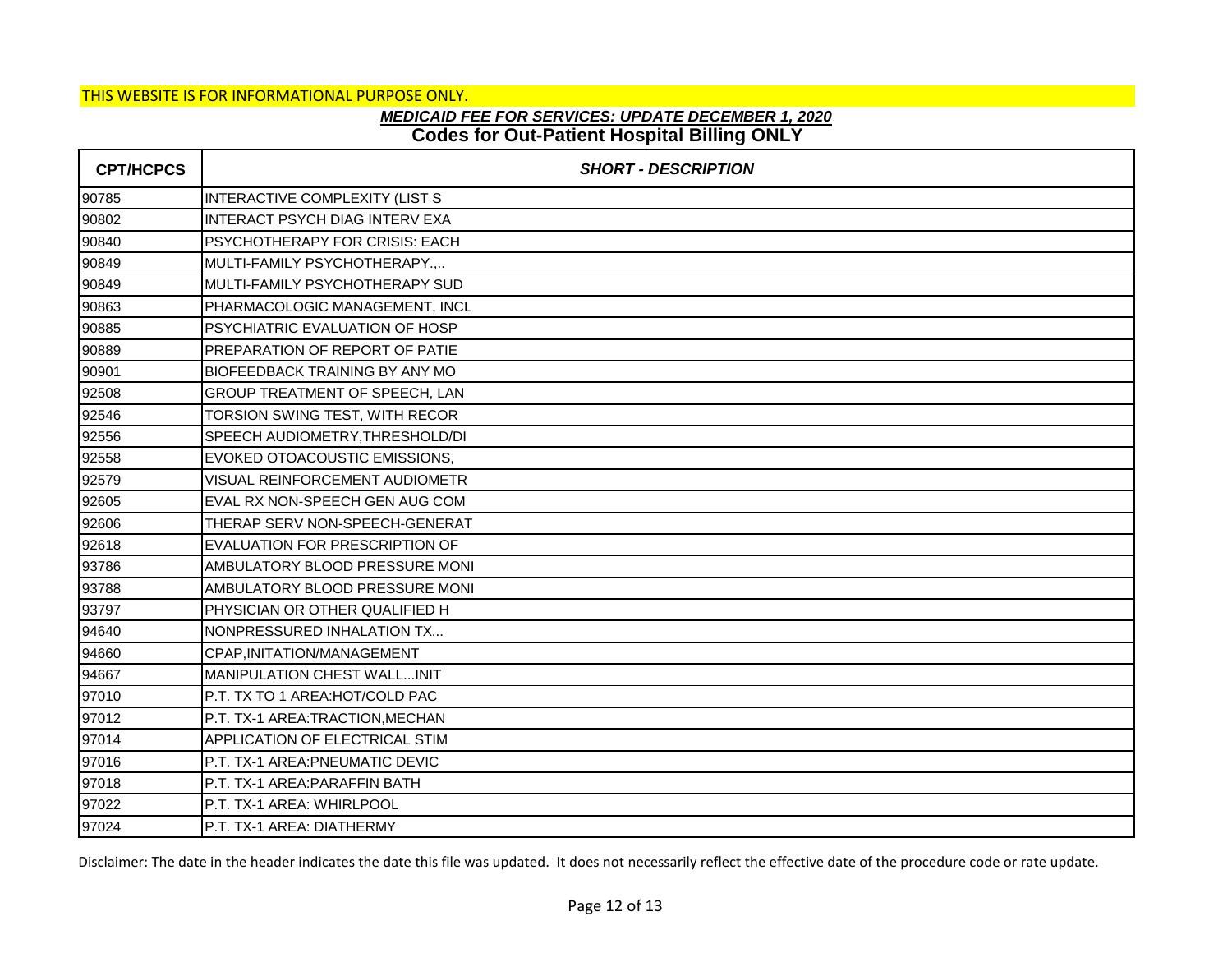THIS WEBSITE IS FOR INFORMATIONAL PURPOSE ONLY.

***MEDICAID FEE FOR SERVICES: UPDATE DECEMBER 1, 2020***

**Codes for Out-Patient Hospital Billing ONLY**

| CPT/HCPCS | SHORT - DESCRIPTION |
|---|---|
| 90785 | INTERACTIVE COMPLEXITY (LIST S |
| 90802 | INTERACT PSYCH DIAG INTERV EXA |
| 90840 | PSYCHOTHERAPY FOR CRISIS: EACH |
| 90849 | MULTI-FAMILY PSYCHOTHERAPY.,.. |
| 90849 | MULTI-FAMILY PSYCHOTHERAPY SUD |
| 90863 | PHARMACOLOGIC MANAGEMENT, INCL |
| 90885 | PSYCHIATRIC EVALUATION OF HOSP |
| 90889 | PREPARATION OF REPORT OF PATIE |
| 90901 | BIOFEEDBACK TRAINING BY ANY MO |
| 92508 | GROUP TREATMENT OF SPEECH, LAN |
| 92546 | TORSION SWING TEST, WITH RECOR |
| 92556 | SPEECH AUDIOMETRY,THRESHOLD/DI |
| 92558 | EVOKED OTOACOUSTIC EMISSIONS, |
| 92579 | VISUAL REINFORCEMENT AUDIOMETR |
| 92605 | EVAL RX NON-SPEECH GEN AUG COM |
| 92606 | THERAP SERV NON-SPEECH-GENERAT |
| 92618 | EVALUATION FOR PRESCRIPTION OF |
| 93786 | AMBULATORY BLOOD PRESSURE MONI |
| 93788 | AMBULATORY BLOOD PRESSURE MONI |
| 93797 | PHYSICIAN OR OTHER QUALIFIED H |
| 94640 | NONPRESSURED INHALATION TX... |
| 94660 | CPAP,INITATION/MANAGEMENT |
| 94667 | MANIPULATION CHEST WALL...INIT |
| 97010 | P.T. TX TO 1 AREA:HOT/COLD PAC |
| 97012 | P.T. TX-1 AREA:TRACTION,MECHAN |
| 97014 | APPLICATION OF ELECTRICAL STIM |
| 97016 | P.T. TX-1 AREA:PNEUMATIC DEVIC |
| 97018 | P.T. TX-1 AREA:PARAFFIN BATH |
| 97022 | P.T. TX-1 AREA: WHIRLPOOL |
| 97024 | P.T. TX-1 AREA: DIATHERMY |

Disclaimer: The date in the header indicates the date this file was updated. It does not necessarily reflect the effective date of the procedure code or rate update.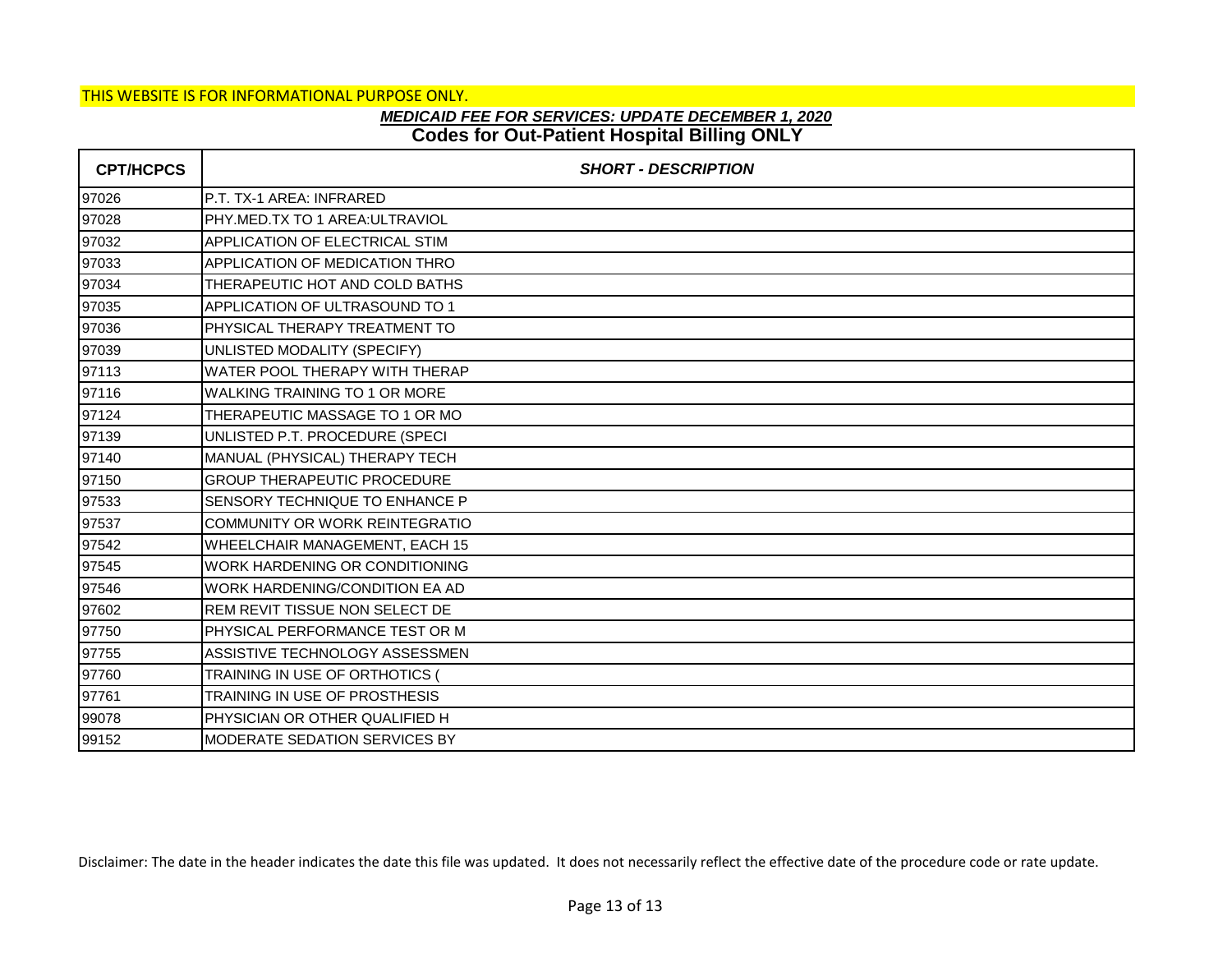THIS WEBSITE IS FOR INFORMATIONAL PURPOSE ONLY.

***MEDICAID FEE FOR SERVICES: UPDATE DECEMBER 1, 2020***

**Codes for Out-Patient Hospital Billing ONLY**

| CPT/HCPCS | *SHORT - DESCRIPTION* |
|---|---|
| 97026 | P.T. TX-1 AREA: INFRARED |
| 97028 | PHY.MED.TX TO 1 AREA:ULTRAVIOL |
| 97032 | APPLICATION OF ELECTRICAL STIM |
| 97033 | APPLICATION OF MEDICATION THRO |
| 97034 | THERAPEUTIC HOT AND COLD BATHS |
| 97035 | APPLICATION OF ULTRASOUND TO 1 |
| 97036 | PHYSICAL THERAPY TREATMENT TO |
| 97039 | UNLISTED MODALITY (SPECIFY) |
| 97113 | WATER POOL THERAPY WITH THERAP |
| 97116 | WALKING TRAINING TO 1 OR MORE |
| 97124 | THERAPEUTIC MASSAGE TO 1 OR MO |
| 97139 | UNLISTED P.T. PROCEDURE (SPECI |
| 97140 | MANUAL (PHYSICAL) THERAPY TECH |
| 97150 | GROUP THERAPEUTIC PROCEDURE |
| 97533 | SENSORY TECHNIQUE TO ENHANCE P |
| 97537 | COMMUNITY OR WORK REINTEGRATIO |
| 97542 | WHEELCHAIR MANAGEMENT, EACH 15 |
| 97545 | WORK HARDENING OR CONDITIONING |
| 97546 | WORK HARDENING/CONDITION EA AD |
| 97602 | REM REVIT TISSUE NON SELECT DE |
| 97750 | PHYSICAL PERFORMANCE TEST OR M |
| 97755 | ASSISTIVE TECHNOLOGY ASSESSMEN |
| 97760 | TRAINING IN USE OF ORTHOTICS ( |
| 97761 | TRAINING IN USE OF PROSTHESIS |
| 99078 | PHYSICIAN OR OTHER QUALIFIED H |
| 99152 | MODERATE SEDATION SERVICES BY |

Disclaimer: The date in the header indicates the date this file was updated. It does not necessarily reflect the effective date of the procedure code or rate update.